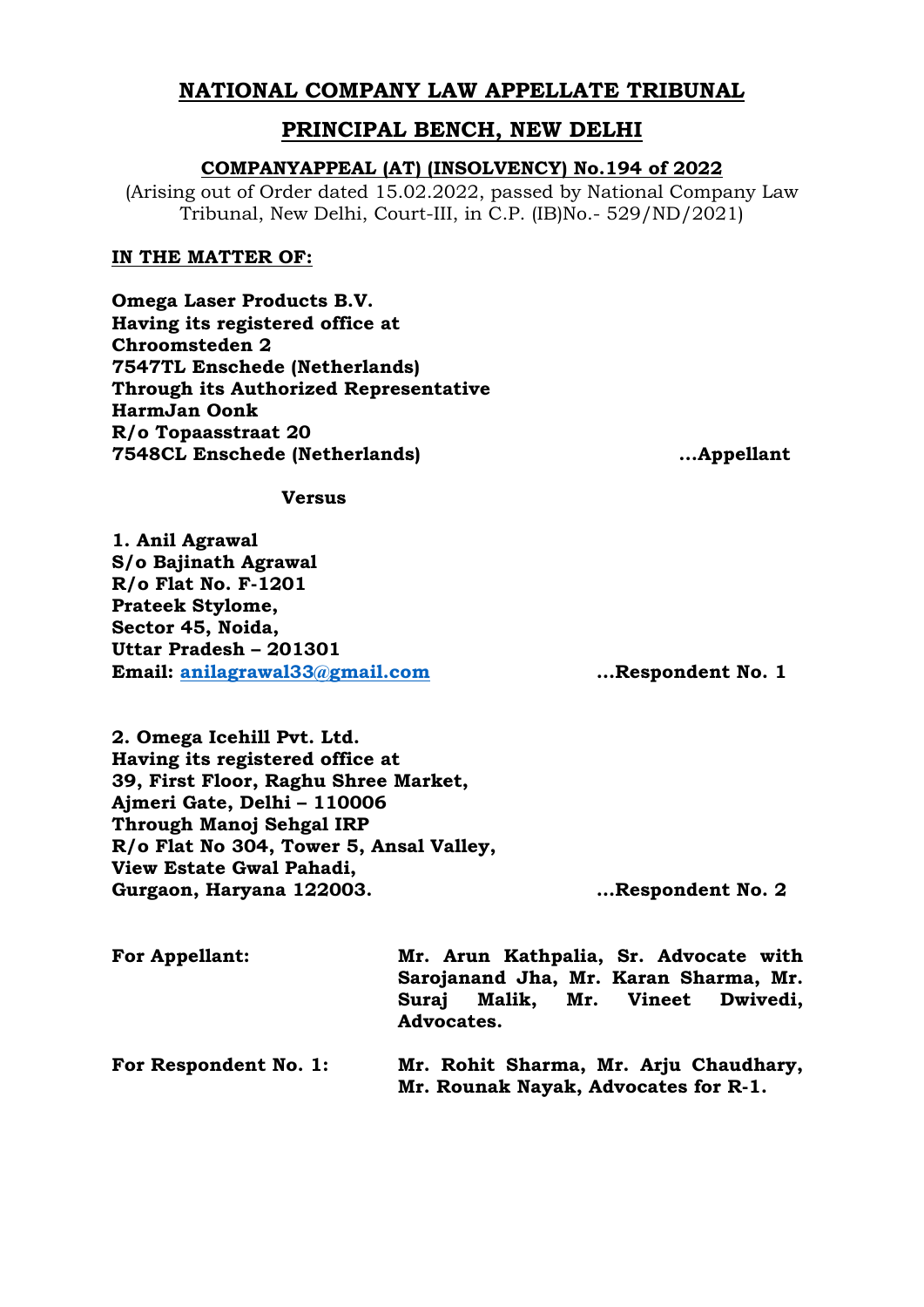# NATIONAL COMPANY LAW APPELLATE TRIBUNAL

## PRINCIPAL BENCH, NEW DELHI

### COMPANYAPPEAL (AT) (INSOLVENCY) No.194 of 2022

(Arising out of Order dated 15.02.2022, passed by National Company Law Tribunal, New Delhi, Court-III, in C.P. (IB)No.- 529/ND/2021)

**IN THE MATTER OF:**

**Omega Laser Products B.V.**
**Having its registered office at**
**Chroomsteden 2**
**7547TL Enschede (Netherlands)**
**Through its Authorized Representative**
**HarmJan Oonk**
**R/o Topaasstraat 20**
**7548CL Enschede (Netherlands)** **...Appellant**

**Versus**

**1. Anil Agrawal**
**S/o Bajinath Agrawal**
**R/o Flat No. F-1201**
**Prateek Stylome,**
**Sector 45, Noida,**
**Uttar Pradesh – 201301**
**Email: anilagrawal33@gmail.com** **...Respondent No. 1**

**2. Omega Icehill Pvt. Ltd.**
**Having its registered office at**
**39, First Floor, Raghu Shree Market,**
**Ajmeri Gate, Delhi – 110006**
**Through Manoj Sehgal IRP**
**R/o Flat No 304, Tower 5, Ansal Valley,**
**View Estate Gwal Pahadi,**
**Gurgaon, Haryana 122003.** **...Respondent No. 2**

| | |
|---|---|
| **For Appellant:** | **Mr. Arun Kathpalia, Sr. Advocate with Sarojanand Jha, Mr. Karan Sharma, Mr. Suraj Malik, Mr. Vineet Dwivedi, Advocates.** |
| **For Respondent No. 1:** | **Mr. Rohit Sharma, Mr. Arju Chaudhary, Mr. Rounak Nayak, Advocates for R-1.** |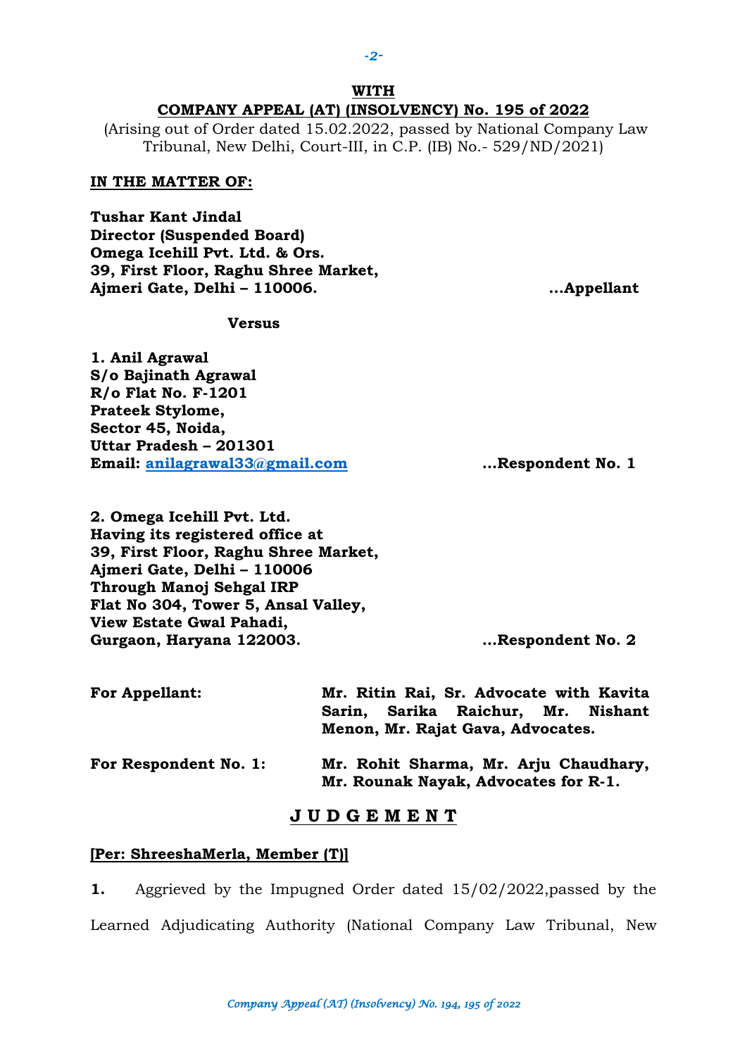**WITH**

**COMPANY APPEAL (AT) (INSOLVENCY) No. 195 of 2022**

(Arising out of Order dated 15.02.2022, passed by National Company Law Tribunal, New Delhi, Court-III, in C.P. (IB) No.- 529/ND/2021)

**IN THE MATTER OF:**

**Tushar Kant Jindal**
**Director (Suspended Board)**
**Omega Icehill Pvt. Ltd. & Ors.**
**39, First Floor, Raghu Shree Market,**
**Ajmeri Gate, Delhi – 110006.** ...**Appellant**

**Versus**

**1. Anil Agrawal**
**S/o Bajinath Agrawal**
**R/o Flat No. F-1201**
**Prateek Stylome,**
**Sector 45, Noida,**
**Uttar Pradesh – 201301**
**Email: anilagrawal33@gmail.com** ...**Respondent No. 1**

**2. Omega Icehill Pvt. Ltd.**
**Having its registered office at**
**39, First Floor, Raghu Shree Market,**
**Ajmeri Gate, Delhi – 110006**
**Through Manoj Sehgal IRP**
**Flat No 304, Tower 5, Ansal Valley,**
**View Estate Gwal Pahadi,**
**Gurgaon, Haryana 122003.** ...**Respondent No. 2**

**For Appellant:** **Mr. Ritin Rai, Sr. Advocate with Kavita Sarin, Sarika Raichur, Mr. Nishant Menon, Mr. Rajat Gava, Advocates.**

**For Respondent No. 1:** **Mr. Rohit Sharma, Mr. Arju Chaudhary, Mr. Rounak Nayak, Advocates for R-1.**

## J U D G E M E N T

**[Per: ShreeshaMerla, Member (T)]**

**1.** Aggrieved by the Impugned Order dated 15/02/2022,passed by the Learned Adjudicating Authority (National Company Law Tribunal, New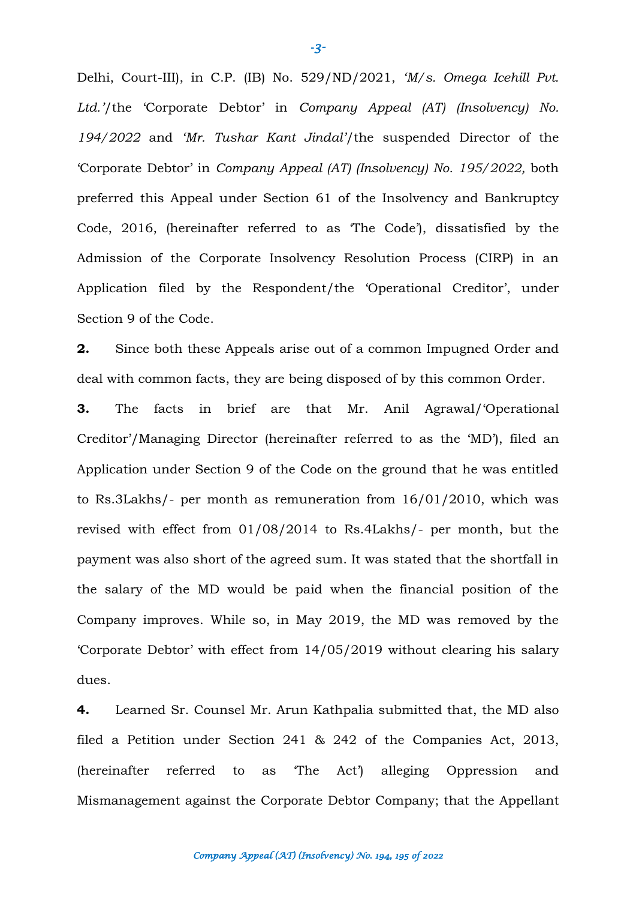Delhi, Court-III), in C.P. (IB) No. 529/ND/2021, *'M/s. Omega Icehill Pvt. Ltd.'*/the 'Corporate Debtor' in *Company Appeal (AT) (Insolvency) No. 194/2022* and *'Mr. Tushar Kant Jindal'*/the suspended Director of the 'Corporate Debtor' in *Company Appeal (AT) (Insolvency) No. 195/2022,* both preferred this Appeal under Section 61 of the Insolvency and Bankruptcy Code, 2016, (hereinafter referred to as 'The Code'), dissatisfied by the Admission of the Corporate Insolvency Resolution Process (CIRP) in an Application filed by the Respondent/the 'Operational Creditor', under Section 9 of the Code.

**2.** Since both these Appeals arise out of a common Impugned Order and deal with common facts, they are being disposed of by this common Order.

**3.** The facts in brief are that Mr. Anil Agrawal/'Operational Creditor'/Managing Director (hereinafter referred to as the 'MD'), filed an Application under Section 9 of the Code on the ground that he was entitled to Rs.3Lakhs/- per month as remuneration from 16/01/2010, which was revised with effect from 01/08/2014 to Rs.4Lakhs/- per month, but the payment was also short of the agreed sum. It was stated that the shortfall in the salary of the MD would be paid when the financial position of the Company improves. While so, in May 2019, the MD was removed by the 'Corporate Debtor' with effect from 14/05/2019 without clearing his salary dues.

**4.** Learned Sr. Counsel Mr. Arun Kathpalia submitted that, the MD also filed a Petition under Section 241 & 242 of the Companies Act, 2013, (hereinafter referred to as 'The Act') alleging Oppression and Mismanagement against the Corporate Debtor Company; that the Appellant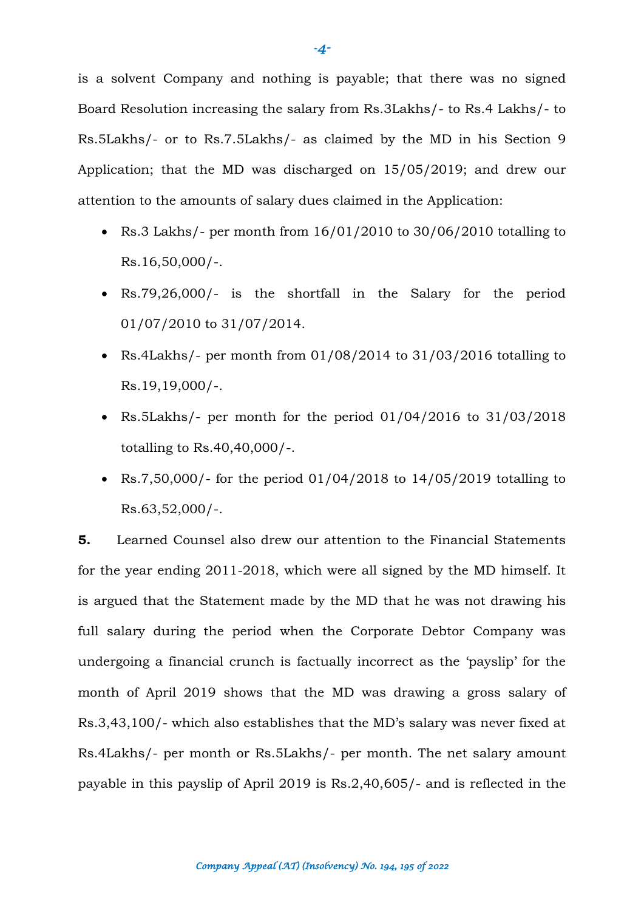is a solvent Company and nothing is payable; that there was no signed Board Resolution increasing the salary from Rs.3Lakhs/- to Rs.4 Lakhs/- to Rs.5Lakhs/- or to Rs.7.5Lakhs/- as claimed by the MD in his Section 9 Application; that the MD was discharged on 15/05/2019; and drew our attention to the amounts of salary dues claimed in the Application:

- Rs.3 Lakhs/- per month from 16/01/2010 to 30/06/2010 totalling to Rs.16,50,000/-.
- Rs.79,26,000/- is the shortfall in the Salary for the period 01/07/2010 to 31/07/2014.
- Rs.4Lakhs/- per month from 01/08/2014 to 31/03/2016 totalling to Rs.19,19,000/-.
- Rs.5Lakhs/- per month for the period 01/04/2016 to 31/03/2018 totalling to Rs.40,40,000/-.
- Rs.7,50,000/- for the period 01/04/2018 to 14/05/2019 totalling to Rs.63,52,000/-.

**5.** Learned Counsel also drew our attention to the Financial Statements for the year ending 2011-2018, which were all signed by the MD himself. It is argued that the Statement made by the MD that he was not drawing his full salary during the period when the Corporate Debtor Company was undergoing a financial crunch is factually incorrect as the 'payslip' for the month of April 2019 shows that the MD was drawing a gross salary of Rs.3,43,100/- which also establishes that the MD's salary was never fixed at Rs.4Lakhs/- per month or Rs.5Lakhs/- per month. The net salary amount payable in this payslip of April 2019 is Rs.2,40,605/- and is reflected in the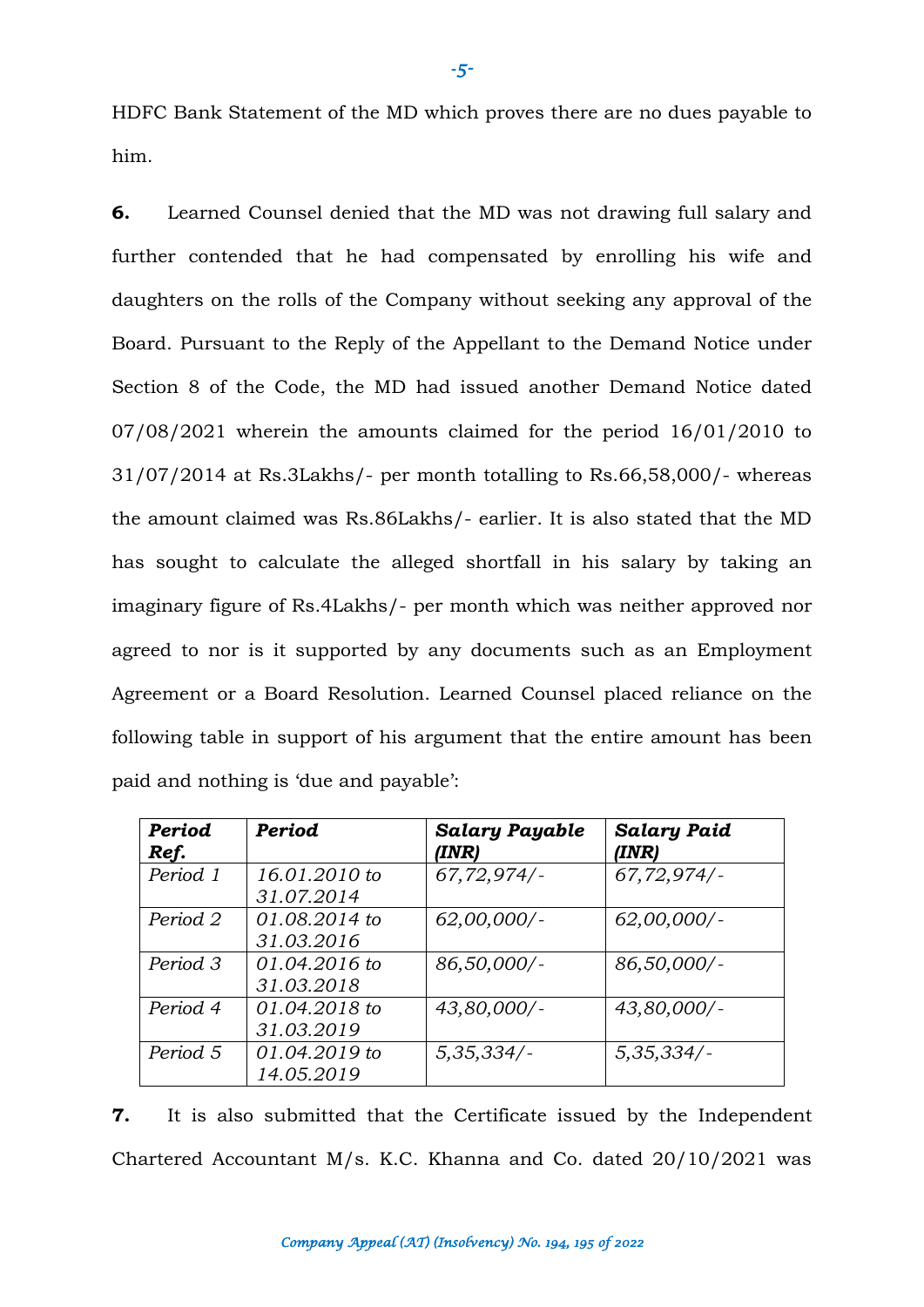HDFC Bank Statement of the MD which proves there are no dues payable to him.

**6.** Learned Counsel denied that the MD was not drawing full salary and further contended that he had compensated by enrolling his wife and daughters on the rolls of the Company without seeking any approval of the Board. Pursuant to the Reply of the Appellant to the Demand Notice under Section 8 of the Code, the MD had issued another Demand Notice dated 07/08/2021 wherein the amounts claimed for the period 16/01/2010 to 31/07/2014 at Rs.3Lakhs/- per month totalling to Rs.66,58,000/- whereas the amount claimed was Rs.86Lakhs/- earlier. It is also stated that the MD has sought to calculate the alleged shortfall in his salary by taking an imaginary figure of Rs.4Lakhs/- per month which was neither approved nor agreed to nor is it supported by any documents such as an Employment Agreement or a Board Resolution. Learned Counsel placed reliance on the following table in support of his argument that the entire amount has been paid and nothing is 'due and payable':

| ***Period Ref.*** | ***Period*** | ***Salary Payable (INR)*** | ***Salary Paid (INR)*** |
|---|---|---|---|
| *Period 1* | *16.01.2010 to 31.07.2014* | *67,72,974/-* | *67,72,974/-* |
| *Period 2* | *01.08.2014 to 31.03.2016* | *62,00,000/-* | *62,00,000/-* |
| *Period 3* | *01.04.2016 to 31.03.2018* | *86,50,000/-* | *86,50,000/-* |
| *Period 4* | *01.04.2018 to 31.03.2019* | *43,80,000/-* | *43,80,000/-* |
| *Period 5* | *01.04.2019 to 14.05.2019* | *5,35,334/-* | *5,35,334/-* |

**7.** It is also submitted that the Certificate issued by the Independent Chartered Accountant M/s. K.C. Khanna and Co. dated 20/10/2021 was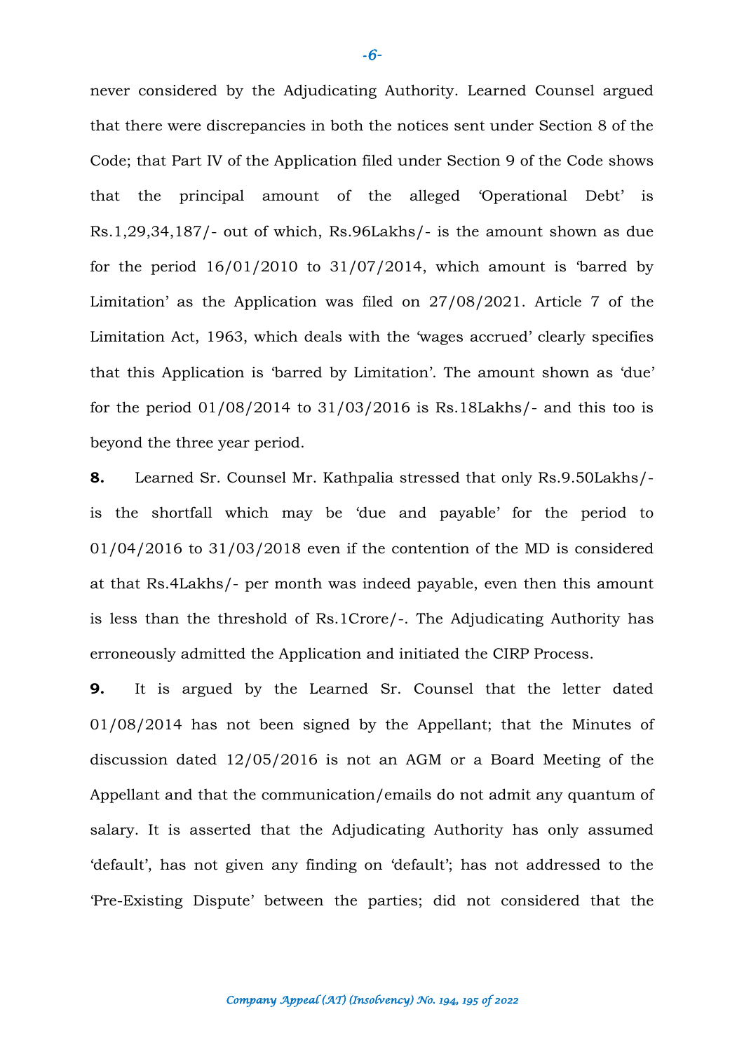never considered by the Adjudicating Authority. Learned Counsel argued that there were discrepancies in both the notices sent under Section 8 of the Code; that Part IV of the Application filed under Section 9 of the Code shows that the principal amount of the alleged 'Operational Debt' is Rs.1,29,34,187/- out of which, Rs.96Lakhs/- is the amount shown as due for the period 16/01/2010 to 31/07/2014, which amount is 'barred by Limitation' as the Application was filed on 27/08/2021. Article 7 of the Limitation Act, 1963, which deals with the 'wages accrued' clearly specifies that this Application is 'barred by Limitation'. The amount shown as 'due' for the period 01/08/2014 to 31/03/2016 is Rs.18Lakhs/- and this too is beyond the three year period.

**8.** Learned Sr. Counsel Mr. Kathpalia stressed that only Rs.9.50Lakhs/- is the shortfall which may be 'due and payable' for the period to 01/04/2016 to 31/03/2018 even if the contention of the MD is considered at that Rs.4Lakhs/- per month was indeed payable, even then this amount is less than the threshold of Rs.1Crore/-. The Adjudicating Authority has erroneously admitted the Application and initiated the CIRP Process.

**9.** It is argued by the Learned Sr. Counsel that the letter dated 01/08/2014 has not been signed by the Appellant; that the Minutes of discussion dated 12/05/2016 is not an AGM or a Board Meeting of the Appellant and that the communication/emails do not admit any quantum of salary. It is asserted that the Adjudicating Authority has only assumed 'default', has not given any finding on 'default'; has not addressed to the 'Pre-Existing Dispute' between the parties; did not considered that the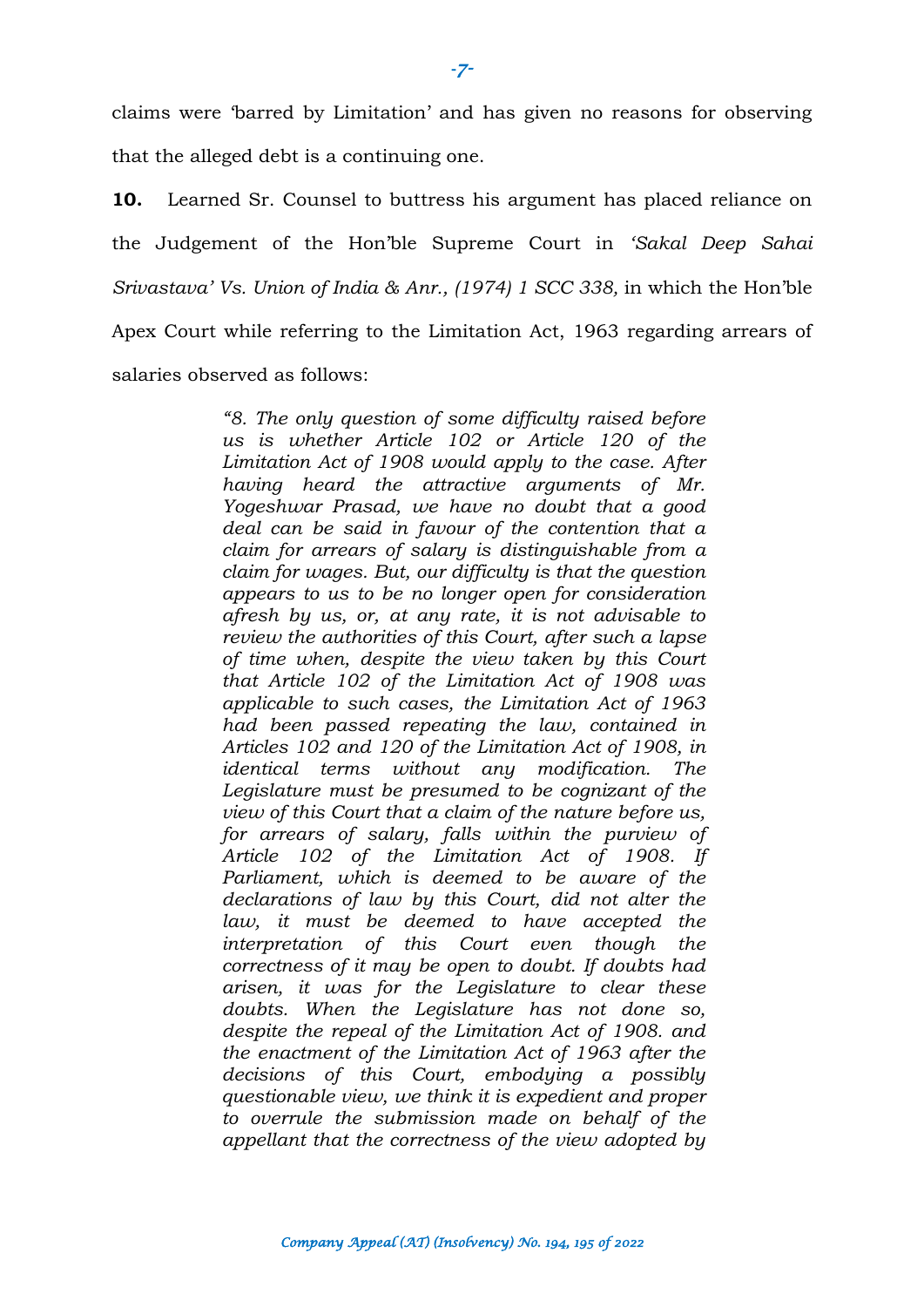claims were 'barred by Limitation' and has given no reasons for observing that the alleged debt is a continuing one.

**10.** Learned Sr. Counsel to buttress his argument has placed reliance on the Judgement of the Hon'ble Supreme Court in *'Sakal Deep Sahai Srivastava' Vs. Union of India & Anr., (1974) 1 SCC 338,* in which the Hon'ble Apex Court while referring to the Limitation Act, 1963 regarding arrears of salaries observed as follows:

> *"8. The only question of some difficulty raised before us is whether Article 102 or Article 120 of the Limitation Act of 1908 would apply to the case. After having heard the attractive arguments of Mr. Yogeshwar Prasad, we have no doubt that a good deal can be said in favour of the contention that a claim for arrears of salary is distinguishable from a claim for wages. But, our difficulty is that the question appears to us to be no longer open for consideration afresh by us, or, at any rate, it is not advisable to review the authorities of this Court, after such a lapse of time when, despite the view taken by this Court that Article 102 of the Limitation Act of 1908 was applicable to such cases, the Limitation Act of 1963 had been passed repeating the law, contained in Articles 102 and 120 of the Limitation Act of 1908, in identical terms without any modification. The Legislature must be presumed to be cognizant of the view of this Court that a claim of the nature before us, for arrears of salary, falls within the purview of Article 102 of the Limitation Act of 1908. If Parliament, which is deemed to be aware of the declarations of law by this Court, did not alter the law, it must be deemed to have accepted the interpretation of this Court even though the correctness of it may be open to doubt. If doubts had arisen, it was for the Legislature to clear these doubts. When the Legislature has not done so, despite the repeal of the Limitation Act of 1908. and the enactment of the Limitation Act of 1963 after the decisions of this Court, embodying a possibly questionable view, we think it is expedient and proper to overrule the submission made on behalf of the appellant that the correctness of the view adopted by*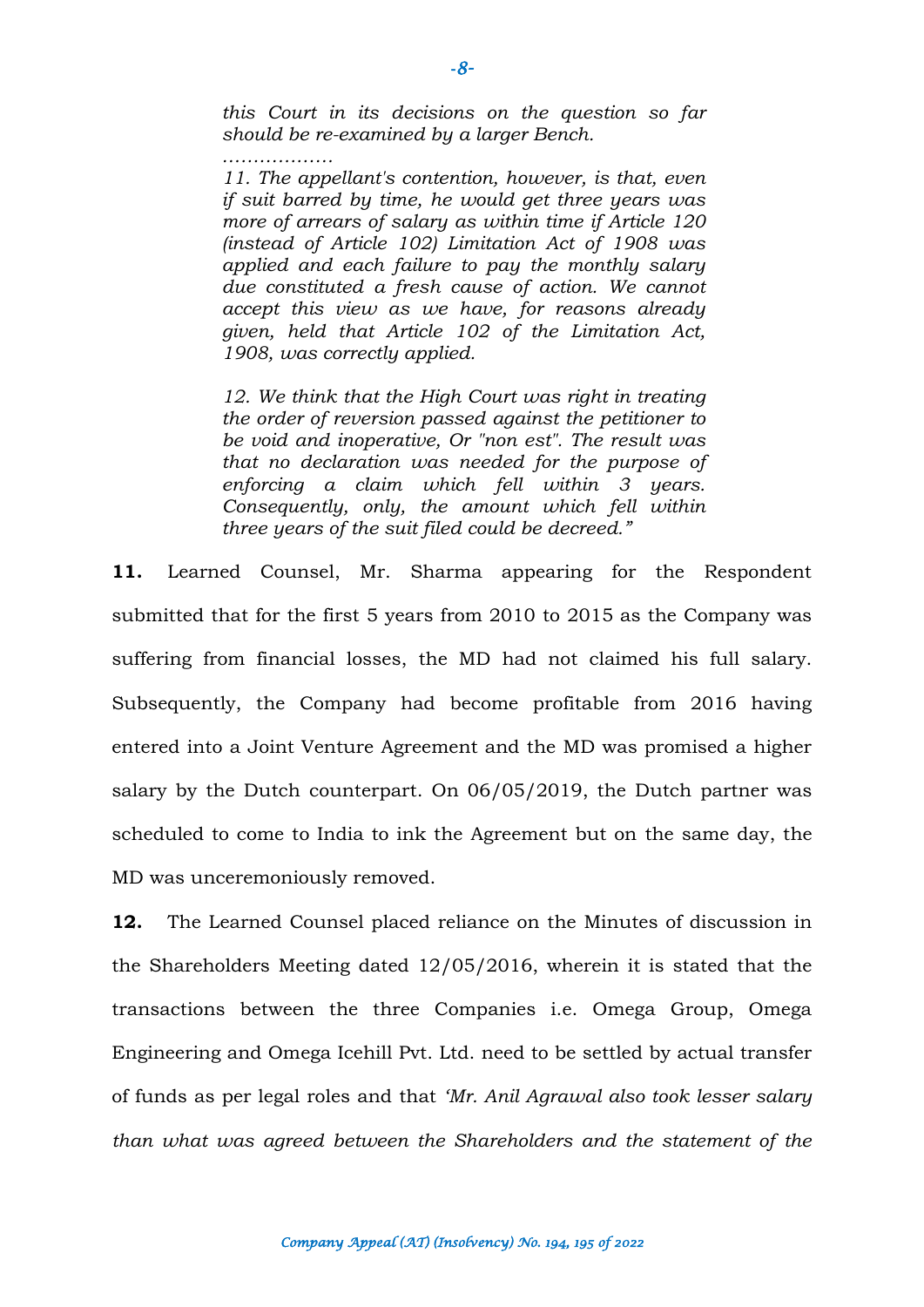*this Court in its decisions on the question so far should be re-examined by a larger Bench.*

*………………*

*11. The appellant's contention, however, is that, even if suit barred by time, he would get three years was more of arrears of salary as within time if Article 120 (instead of Article 102) Limitation Act of 1908 was applied and each failure to pay the monthly salary due constituted a fresh cause of action. We cannot accept this view as we have, for reasons already given, held that Article 102 of the Limitation Act, 1908, was correctly applied.*

*12. We think that the High Court was right in treating the order of reversion passed against the petitioner to be void and inoperative, Or "non est". The result was that no declaration was needed for the purpose of enforcing a claim which fell within 3 years. Consequently, only, the amount which fell within three years of the suit filed could be decreed."*

**11.** Learned Counsel, Mr. Sharma appearing for the Respondent submitted that for the first 5 years from 2010 to 2015 as the Company was suffering from financial losses, the MD had not claimed his full salary. Subsequently, the Company had become profitable from 2016 having entered into a Joint Venture Agreement and the MD was promised a higher salary by the Dutch counterpart. On 06/05/2019, the Dutch partner was scheduled to come to India to ink the Agreement but on the same day, the MD was unceremoniously removed.

**12.** The Learned Counsel placed reliance on the Minutes of discussion in the Shareholders Meeting dated 12/05/2016, wherein it is stated that the transactions between the three Companies i.e. Omega Group, Omega Engineering and Omega Icehill Pvt. Ltd. need to be settled by actual transfer of funds as per legal roles and that *'Mr. Anil Agrawal also took lesser salary than what was agreed between the Shareholders and the statement of the*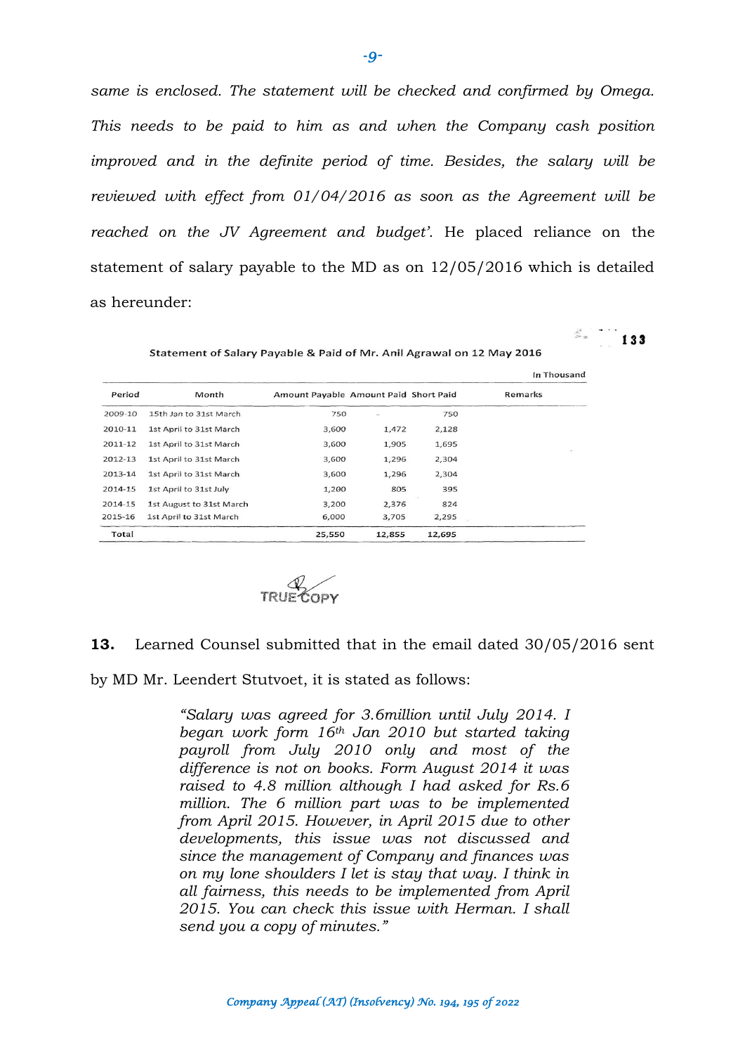*same is enclosed. The statement will be checked and confirmed by Omega. This needs to be paid to him as and when the Company cash position improved and in the definite period of time. Besides, the salary will be reviewed with effect from 01/04/2016 as soon as the Agreement will be reached on the JV Agreement and budget'.* He placed reliance on the statement of salary payable to the MD as on 12/05/2016 which is detailed as hereunder:

133

Statement of Salary Payable & Paid of Mr. Anil Agrawal on 12 May 2016

In Thousand

| Period | Month | Amount Payable | Amount Paid | Short Paid | Remarks |
|---|---|---|---|---|---|
| 2009-10 | 15th Jan to 31st March | 750 | - | 750 | |
| 2010-11 | 1st April to 31st March | 3,600 | 1,472 | 2,128 | |
| 2011-12 | 1st April to 31st March | 3,600 | 1,905 | 1,695 | |
| 2012-13 | 1st April to 31st March | 3,600 | 1,296 | 2,304 | |
| 2013-14 | 1st April to 31st March | 3,600 | 1,296 | 2,304 | |
| 2014-15 | 1st April to 31st July | 1,200 | 805 | 395 | |
| 2014-15 | 1st August to 31st March | 3,200 | 2,376 | 824 | |
| 2015-16 | 1st April to 31st March | 6,000 | 3,705 | 2,295 | |
| Total | | 25,550 | 12,855 | 12,695 | |

TRUE COPY

**13.** Learned Counsel submitted that in the email dated 30/05/2016 sent by MD Mr. Leendert Stutvoet, it is stated as follows:

> *"Salary was agreed for 3.6million until July 2014. I began work form 16th Jan 2010 but started taking payroll from July 2010 only and most of the difference is not on books. Form August 2014 it was raised to 4.8 million although I had asked for Rs.6 million. The 6 million part was to be implemented from April 2015. However, in April 2015 due to other developments, this issue was not discussed and since the management of Company and finances was on my lone shoulders I let is stay that way. I think in all fairness, this needs to be implemented from April 2015. You can check this issue with Herman. I shall send you a copy of minutes."*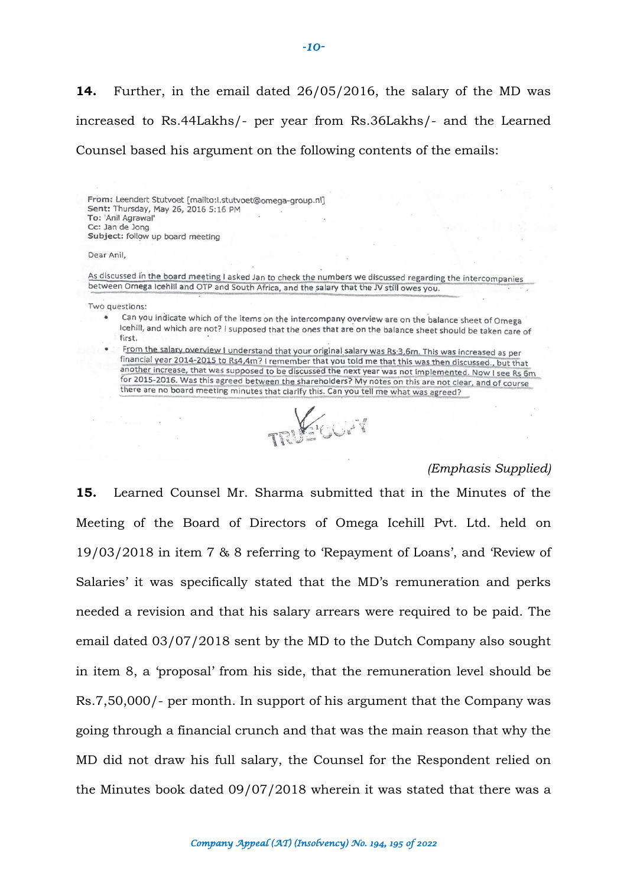**14.** Further, in the email dated 26/05/2016, the salary of the MD was increased to Rs.44Lakhs/- per year from Rs.36Lakhs/- and the Learned Counsel based his argument on the following contents of the emails:

> **From:** Leendert Stutvoet [mailto:l.stutvoet@omega-group.nl]
> **Sent:** Thursday, May 26, 2016 5:16 PM
> **To:** 'Anil Agrawal'
> **Cc:** Jan de Jong
> **Subject:** follow up board meeting
>
> Dear Anil,
>
> As discussed in the board meeting I asked Jan to check the numbers we discussed regarding the intercompanies between Omega Icehill and OTP and South Africa, and the salary that the JV still owes you.
>
> Two questions:
>
> - Can you indicate which of the items on the intercompany overview are on the balance sheet of Omega Icehill, and which are not? I supposed that the ones that are on the balance sheet should be taken care of first.
> - From the salary overview I understand that your original salary was Rs 3,6m. This was increased as per financial year 2014-2015 to Rs4,4m? I remember that you told me that this was then discussed., but that another increase, that was supposed to be discussed the next year was not implemented. Now I see Rs 6m for 2015-2016. Was this agreed between the shareholders? My notes on this are not clear, and of course there are no board meeting minutes that clarify this. Can you tell me what was agreed?
>
> TRUE COPY

*(Emphasis Supplied)*

**15.** Learned Counsel Mr. Sharma submitted that in the Minutes of the Meeting of the Board of Directors of Omega Icehill Pvt. Ltd. held on 19/03/2018 in item 7 & 8 referring to 'Repayment of Loans', and 'Review of Salaries' it was specifically stated that the MD's remuneration and perks needed a revision and that his salary arrears were required to be paid. The email dated 03/07/2018 sent by the MD to the Dutch Company also sought in item 8, a 'proposal' from his side, that the remuneration level should be Rs.7,50,000/- per month. In support of his argument that the Company was going through a financial crunch and that was the main reason that why the MD did not draw his full salary, the Counsel for the Respondent relied on the Minutes book dated 09/07/2018 wherein it was stated that there was a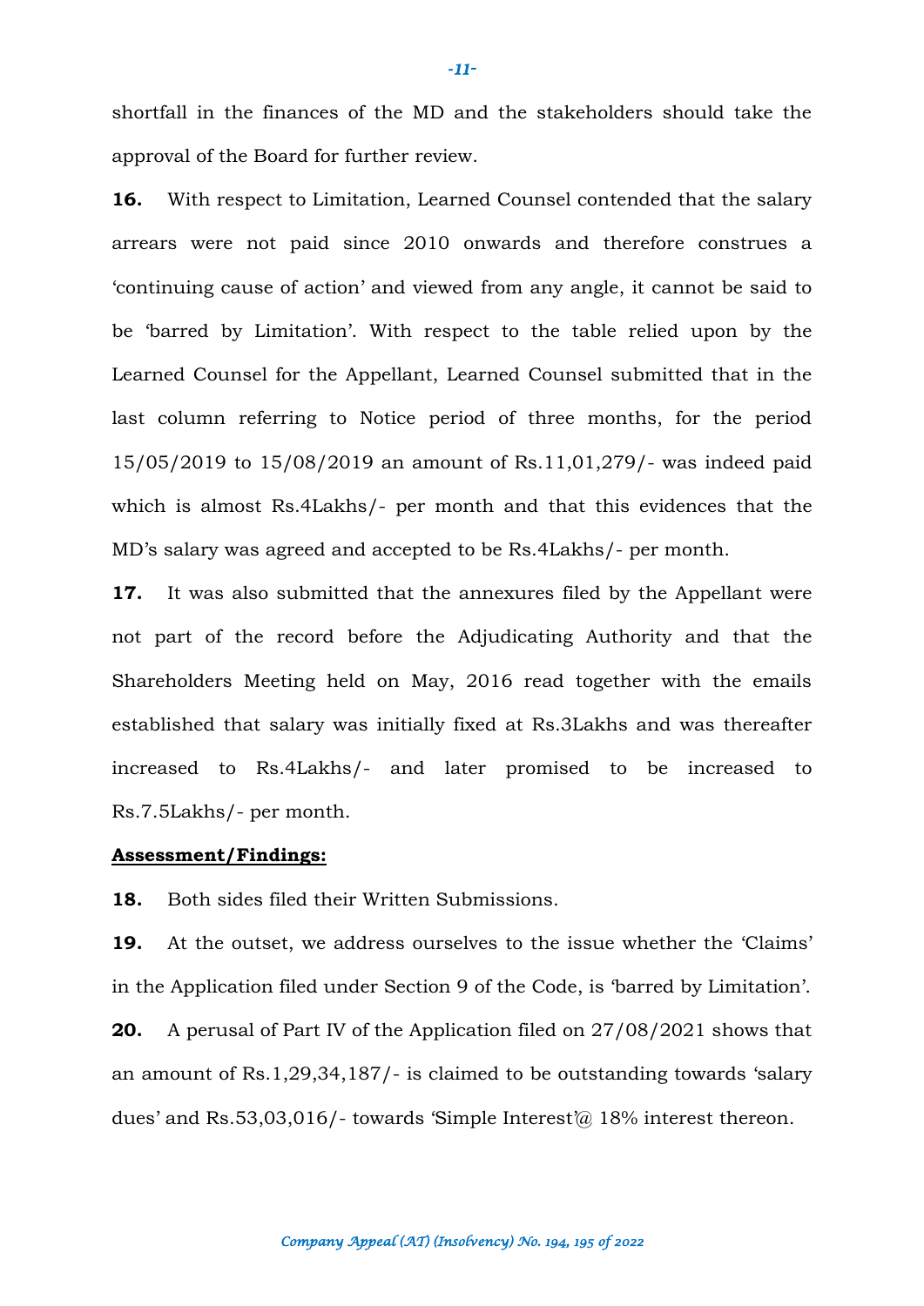shortfall in the finances of the MD and the stakeholders should take the approval of the Board for further review.

**16.** With respect to Limitation, Learned Counsel contended that the salary arrears were not paid since 2010 onwards and therefore construes a 'continuing cause of action' and viewed from any angle, it cannot be said to be 'barred by Limitation'. With respect to the table relied upon by the Learned Counsel for the Appellant, Learned Counsel submitted that in the last column referring to Notice period of three months, for the period 15/05/2019 to 15/08/2019 an amount of Rs.11,01,279/- was indeed paid which is almost Rs.4Lakhs/- per month and that this evidences that the MD's salary was agreed and accepted to be Rs.4Lakhs/- per month.

**17.** It was also submitted that the annexures filed by the Appellant were not part of the record before the Adjudicating Authority and that the Shareholders Meeting held on May, 2016 read together with the emails established that salary was initially fixed at Rs.3Lakhs and was thereafter increased to Rs.4Lakhs/- and later promised to be increased to Rs.7.5Lakhs/- per month.

**<u>Assessment/Findings:</u>**

**18.** Both sides filed their Written Submissions.

**19.** At the outset, we address ourselves to the issue whether the 'Claims' in the Application filed under Section 9 of the Code, is 'barred by Limitation'.

**20.** A perusal of Part IV of the Application filed on 27/08/2021 shows that an amount of Rs.1,29,34,187/- is claimed to be outstanding towards 'salary dues' and Rs.53,03,016/- towards 'Simple Interest'@ 18% interest thereon.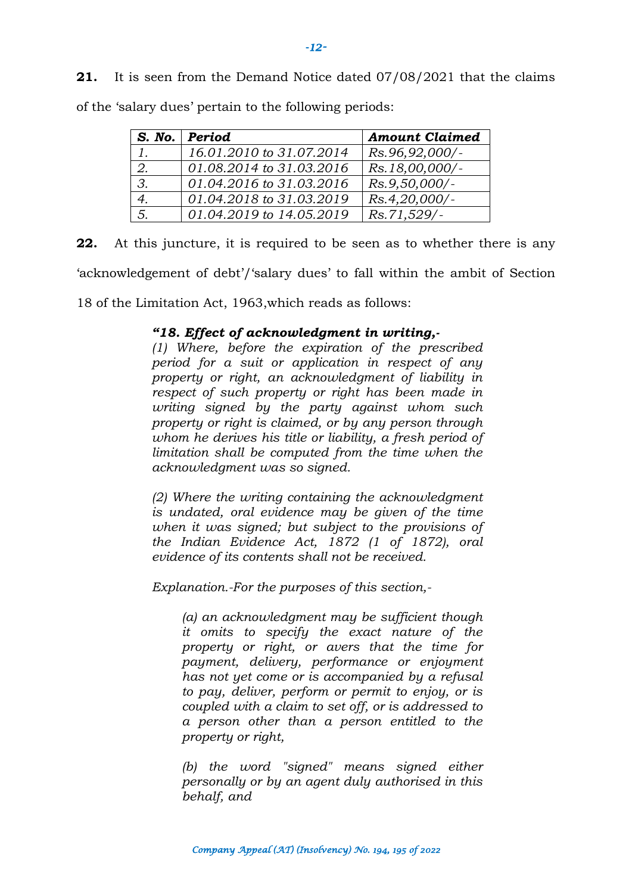**21.** It is seen from the Demand Notice dated 07/08/2021 that the claims of the 'salary dues' pertain to the following periods:

| *S. No.* | *Period* | *Amount Claimed* |
|---|---|---|
| *1.* | *16.01.2010 to 31.07.2014* | *Rs.96,92,000/-* |
| *2.* | *01.08.2014 to 31.03.2016* | *Rs.18,00,000/-* |
| *3.* | *01.04.2016 to 31.03.2016* | *Rs.9,50,000/-* |
| *4.* | *01.04.2018 to 31.03.2019* | *Rs.4,20,000/-* |
| *5.* | *01.04.2019 to 14.05.2019* | *Rs.71,529/-* |

**22.** At this juncture, it is required to be seen as to whether there is any 'acknowledgement of debt'/'salary dues' to fall within the ambit of Section 18 of the Limitation Act, 1963,which reads as follows:

> ***"18. Effect of acknowledgment in writing,-***
> *(1) Where, before the expiration of the prescribed period for a suit or application in respect of any property or right, an acknowledgment of liability in respect of such property or right has been made in writing signed by the party against whom such property or right is claimed, or by any person through whom he derives his title or liability, a fresh period of limitation shall be computed from the time when the acknowledgment was so signed.*
>
> *(2) Where the writing containing the acknowledgment is undated, oral evidence may be given of the time when it was signed; but subject to the provisions of the Indian Evidence Act, 1872 (1 of 1872), oral evidence of its contents shall not be received.*
>
> *Explanation.-For the purposes of this section,-*
>
> > *(a) an acknowledgment may be sufficient though it omits to specify the exact nature of the property or right, or avers that the time for payment, delivery, performance or enjoyment has not yet come or is accompanied by a refusal to pay, deliver, perform or permit to enjoy, or is coupled with a claim to set off, or is addressed to a person other than a person entitled to the property or right,*
> >
> > *(b) the word "signed" means signed either personally or by an agent duly authorised in this behalf, and*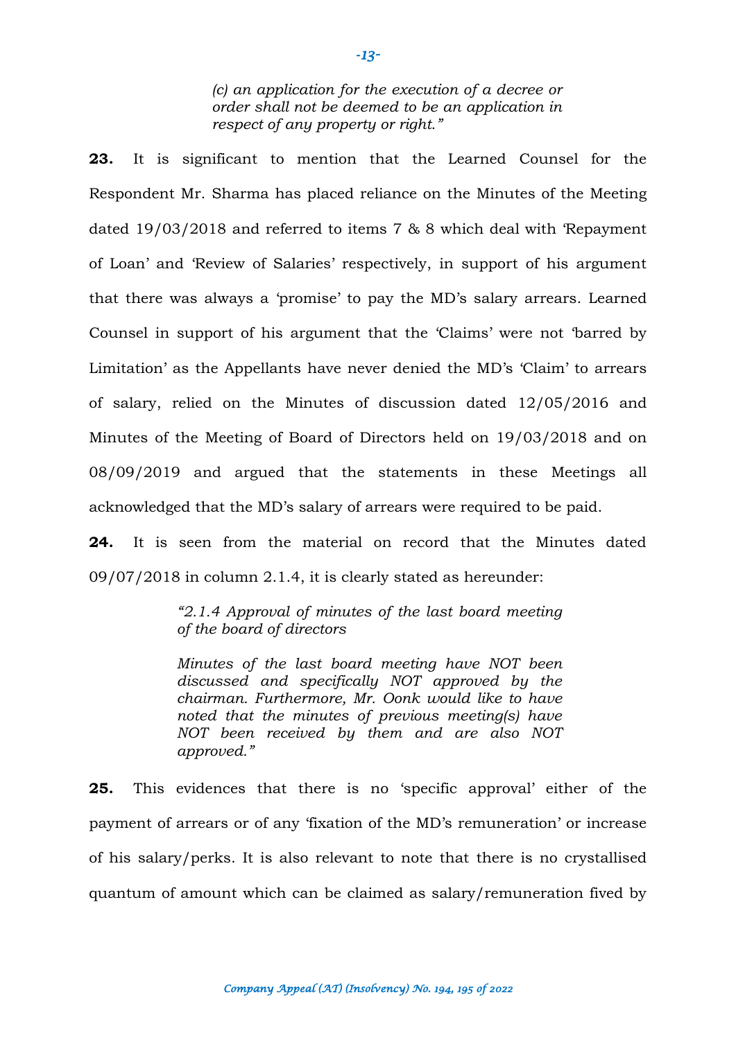> *(c) an application for the execution of a decree or order shall not be deemed to be an application in respect of any property or right."*

**23.** It is significant to mention that the Learned Counsel for the Respondent Mr. Sharma has placed reliance on the Minutes of the Meeting dated 19/03/2018 and referred to items 7 & 8 which deal with 'Repayment of Loan' and 'Review of Salaries' respectively, in support of his argument that there was always a 'promise' to pay the MD's salary arrears. Learned Counsel in support of his argument that the 'Claims' were not 'barred by Limitation' as the Appellants have never denied the MD's 'Claim' to arrears of salary, relied on the Minutes of discussion dated 12/05/2016 and Minutes of the Meeting of Board of Directors held on 19/03/2018 and on 08/09/2019 and argued that the statements in these Meetings all acknowledged that the MD's salary of arrears were required to be paid.

**24.** It is seen from the material on record that the Minutes dated 09/07/2018 in column 2.1.4, it is clearly stated as hereunder:

> *"2.1.4 Approval of minutes of the last board meeting of the board of directors*
>
> *Minutes of the last board meeting have NOT been discussed and specifically NOT approved by the chairman. Furthermore, Mr. Oonk would like to have noted that the minutes of previous meeting(s) have NOT been received by them and are also NOT approved."*

**25.** This evidences that there is no 'specific approval' either of the payment of arrears or of any 'fixation of the MD's remuneration' or increase of his salary/perks. It is also relevant to note that there is no crystallised quantum of amount which can be claimed as salary/remuneration fived by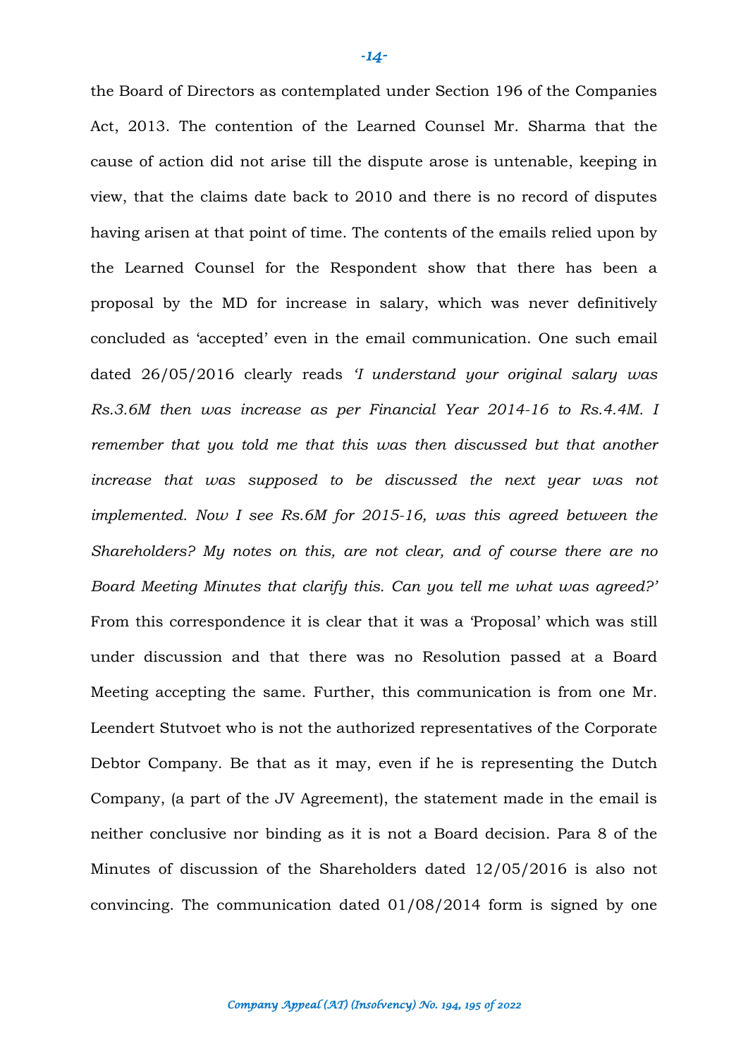the Board of Directors as contemplated under Section 196 of the Companies Act, 2013. The contention of the Learned Counsel Mr. Sharma that the cause of action did not arise till the dispute arose is untenable, keeping in view, that the claims date back to 2010 and there is no record of disputes having arisen at that point of time. The contents of the emails relied upon by the Learned Counsel for the Respondent show that there has been a proposal by the MD for increase in salary, which was never definitively concluded as 'accepted' even in the email communication. One such email dated 26/05/2016 clearly reads *'I understand your original salary was Rs.3.6M then was increase as per Financial Year 2014-16 to Rs.4.4M. I remember that you told me that this was then discussed but that another increase that was supposed to be discussed the next year was not implemented. Now I see Rs.6M for 2015-16, was this agreed between the Shareholders? My notes on this, are not clear, and of course there are no Board Meeting Minutes that clarify this. Can you tell me what was agreed?'* From this correspondence it is clear that it was a 'Proposal' which was still under discussion and that there was no Resolution passed at a Board Meeting accepting the same. Further, this communication is from one Mr. Leendert Stutvoet who is not the authorized representatives of the Corporate Debtor Company. Be that as it may, even if he is representing the Dutch Company, (a part of the JV Agreement), the statement made in the email is neither conclusive nor binding as it is not a Board decision. Para 8 of the Minutes of discussion of the Shareholders dated 12/05/2016 is also not convincing. The communication dated 01/08/2014 form is signed by one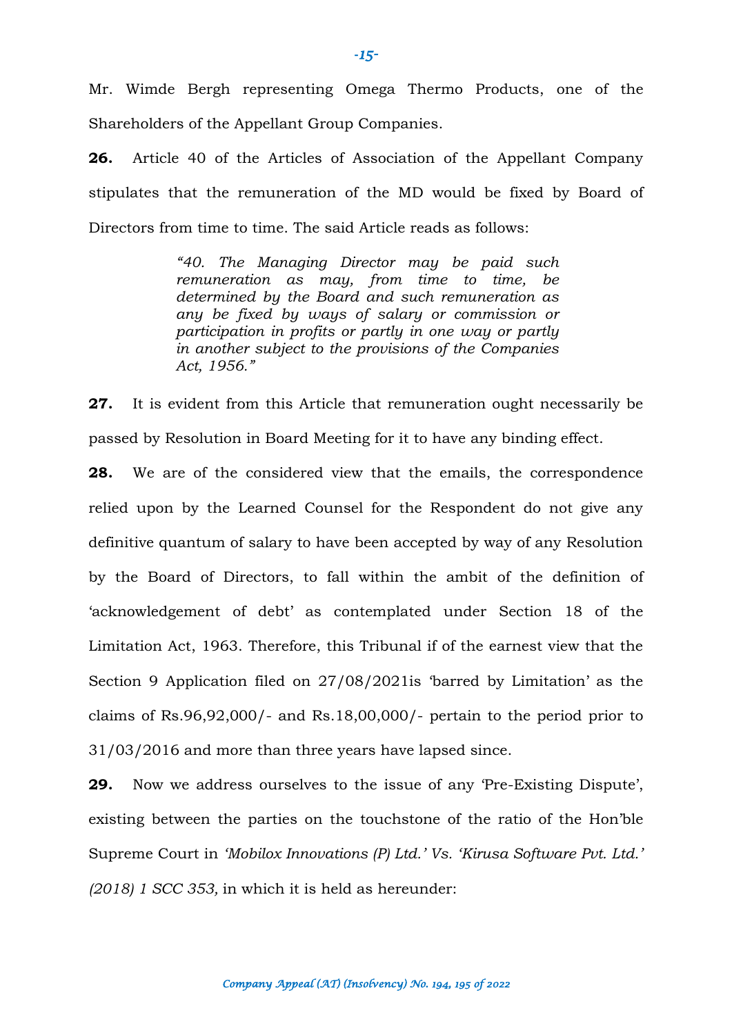Mr. Wimde Bergh representing Omega Thermo Products, one of the Shareholders of the Appellant Group Companies.

**26.** Article 40 of the Articles of Association of the Appellant Company stipulates that the remuneration of the MD would be fixed by Board of Directors from time to time. The said Article reads as follows:

> *"40. The Managing Director may be paid such remuneration as may, from time to time, be determined by the Board and such remuneration as any be fixed by ways of salary or commission or participation in profits or partly in one way or partly in another subject to the provisions of the Companies Act, 1956."*

**27.** It is evident from this Article that remuneration ought necessarily be passed by Resolution in Board Meeting for it to have any binding effect.

**28.** We are of the considered view that the emails, the correspondence relied upon by the Learned Counsel for the Respondent do not give any definitive quantum of salary to have been accepted by way of any Resolution by the Board of Directors, to fall within the ambit of the definition of 'acknowledgement of debt' as contemplated under Section 18 of the Limitation Act, 1963. Therefore, this Tribunal if of the earnest view that the Section 9 Application filed on 27/08/2021is 'barred by Limitation' as the claims of Rs.96,92,000/- and Rs.18,00,000/- pertain to the period prior to 31/03/2016 and more than three years have lapsed since.

**29.** Now we address ourselves to the issue of any 'Pre-Existing Dispute', existing between the parties on the touchstone of the ratio of the Hon'ble Supreme Court in *'Mobilox Innovations (P) Ltd.' Vs. 'Kirusa Software Pvt. Ltd.' (2018) 1 SCC 353,* in which it is held as hereunder: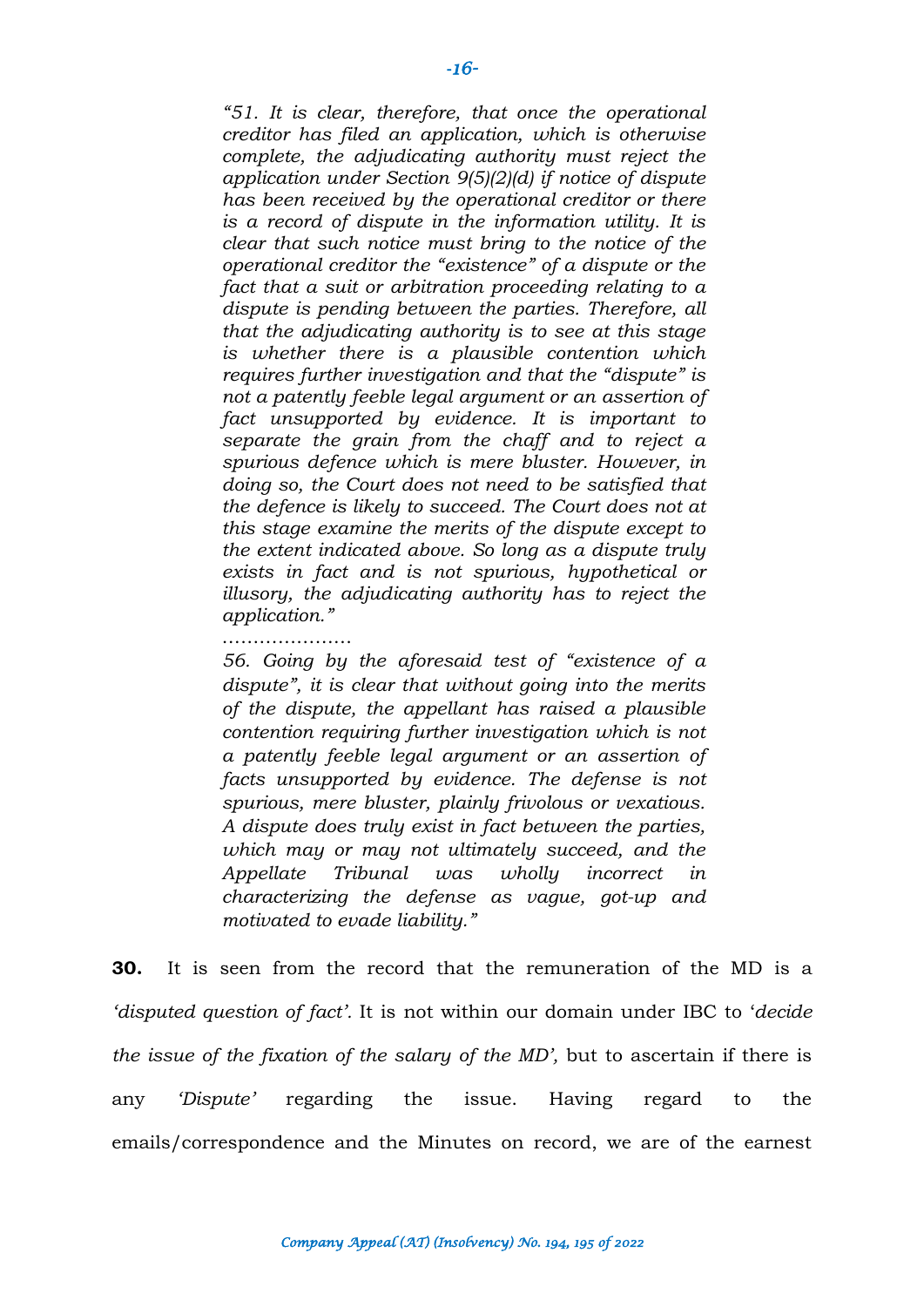> *"51. It is clear, therefore, that once the operational creditor has filed an application, which is otherwise complete, the adjudicating authority must reject the application under Section 9(5)(2)(d) if notice of dispute has been received by the operational creditor or there is a record of dispute in the information utility. It is clear that such notice must bring to the notice of the operational creditor the "existence" of a dispute or the fact that a suit or arbitration proceeding relating to a dispute is pending between the parties. Therefore, all that the adjudicating authority is to see at this stage is whether there is a plausible contention which requires further investigation and that the "dispute" is not a patently feeble legal argument or an assertion of fact unsupported by evidence. It is important to separate the grain from the chaff and to reject a spurious defence which is mere bluster. However, in doing so, the Court does not need to be satisfied that the defence is likely to succeed. The Court does not at this stage examine the merits of the dispute except to the extent indicated above. So long as a dispute truly exists in fact and is not spurious, hypothetical or illusory, the adjudicating authority has to reject the application."*
>
> …………………
>
> *56. Going by the aforesaid test of "existence of a dispute", it is clear that without going into the merits of the dispute, the appellant has raised a plausible contention requiring further investigation which is not a patently feeble legal argument or an assertion of facts unsupported by evidence. The defense is not spurious, mere bluster, plainly frivolous or vexatious. A dispute does truly exist in fact between the parties, which may or may not ultimately succeed, and the Appellate Tribunal was wholly incorrect in characterizing the defense as vague, got-up and motivated to evade liability."*

**30.** It is seen from the record that the remuneration of the MD is a *'disputed question of fact'*. It is not within our domain under IBC to '*decide the issue of the fixation of the salary of the MD'*, but to ascertain if there is any *'Dispute'* regarding the issue. Having regard to the emails/correspondence and the Minutes on record, we are of the earnest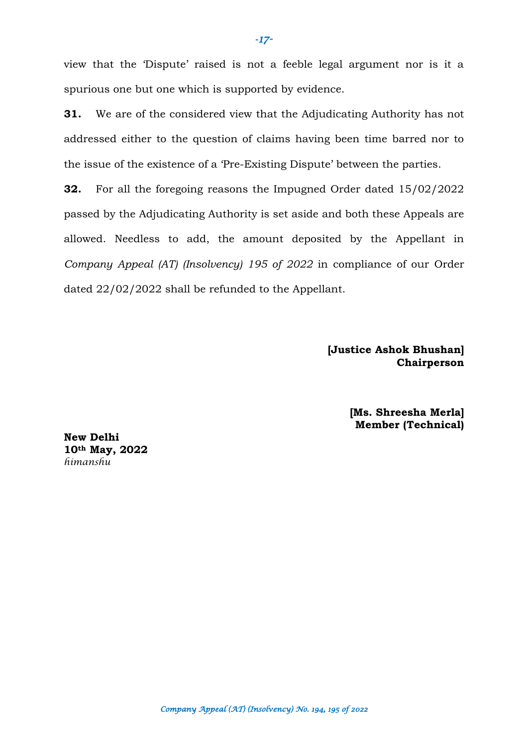view that the 'Dispute' raised is not a feeble legal argument nor is it a spurious one but one which is supported by evidence.

**31.** We are of the considered view that the Adjudicating Authority has not addressed either to the question of claims having been time barred nor to the issue of the existence of a 'Pre-Existing Dispute' between the parties.

**32.** For all the foregoing reasons the Impugned Order dated 15/02/2022 passed by the Adjudicating Authority is set aside and both these Appeals are allowed. Needless to add, the amount deposited by the Appellant in *Company Appeal (AT) (Insolvency) 195 of 2022* in compliance of our Order dated 22/02/2022 shall be refunded to the Appellant.

**[Justice Ashok Bhushan]**
**Chairperson**

**[Ms. Shreesha Merla]**
**Member (Technical)**

**New Delhi**
**10th May, 2022**
*himanshu*